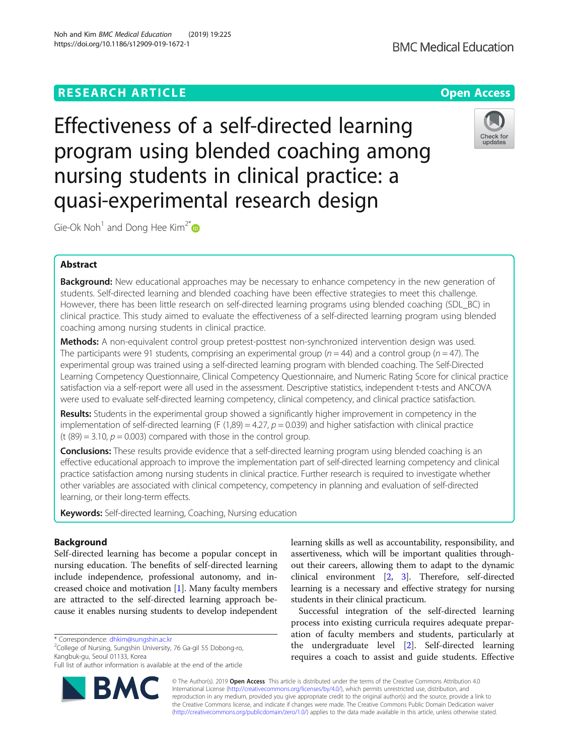RESEARCH ARTICLE

Open Access

# Effectiveness of a self-directed learning program using blended coaching among nursing students in clinical practice: a quasi-experimental research design

Gie-Ok Noh[1] and Dong Hee Kim[2*]

## Abstract

**Background:** New educational approaches may be necessary to enhance competency in the new generation of students. Self-directed learning and blended coaching have been effective strategies to meet this challenge. However, there has been little research on self-directed learning programs using blended coaching (SDL_BC) in clinical practice. This study aimed to evaluate the effectiveness of a self-directed learning program using blended coaching among nursing students in clinical practice.

**Methods:** A non-equivalent control group pretest-posttest non-synchronized intervention design was used. The participants were 91 students, comprising an experimental group ($n = 44$) and a control group ($n = 47$). The experimental group was trained using a self-directed learning program with blended coaching. The Self-Directed Learning Competency Questionnaire, Clinical Competency Questionnaire, and Numeric Rating Score for clinical practice satisfaction via a self-report were all used in the assessment. Descriptive statistics, independent t-tests and ANCOVA were used to evaluate self-directed learning competency, clinical competency, and clinical practice satisfaction.

**Results:** Students in the experimental group showed a significantly higher improvement in competency in the implementation of self-directed learning ($F(1,89) = 4.27$, $p = 0.039$) and higher satisfaction with clinical practice ($t(89) = 3.10$, $p = 0.003$) compared with those in the control group.

**Conclusions:** These results provide evidence that a self-directed learning program using blended coaching is an effective educational approach to improve the implementation part of self-directed learning competency and clinical practice satisfaction among nursing students in clinical practice. Further research is required to investigate whether other variables are associated with clinical competency, competency in planning and evaluation of self-directed learning, or their long-term effects.

**Keywords:** Self-directed learning, Coaching, Nursing education

## Background

Self-directed learning has become a popular concept in nursing education. The benefits of self-directed learning include independence, professional autonomy, and increased choice and motivation [1]. Many faculty members are attracted to the self-directed learning approach because it enables nursing students to develop independent learning skills as well as accountability, responsibility, and assertiveness, which will be important qualities throughout their careers, allowing them to adapt to the dynamic clinical environment [2, 3]. Therefore, self-directed learning is a necessary and effective strategy for nursing students in their clinical practicum.

Successful integration of the self-directed learning process into existing curricula requires adequate preparation of faculty members and students, particularly at the undergraduate level [2]. Self-directed learning requires a coach to assist and guide students. Effective

* Correspondence: dhkim@sungshin.ac.kr
[2]College of Nursing, Sungshin University, 76 Ga-gil 55 Dobong-ro, Kangbuk-gu, Seoul 01133, Korea
Full list of author information is available at the end of the article

© The Author(s). 2019 **Open Access** This article is distributed under the terms of the Creative Commons Attribution 4.0 International License (http://creativecommons.org/licenses/by/4.0/), which permits unrestricted use, distribution, and reproduction in any medium, provided you give appropriate credit to the original author(s) and the source, provide a link to the Creative Commons license, and indicate if changes were made. The Creative Commons Public Domain Dedication waiver (http://creativecommons.org/publicdomain/zero/1.0/) applies to the data made available in this article, unless otherwise stated.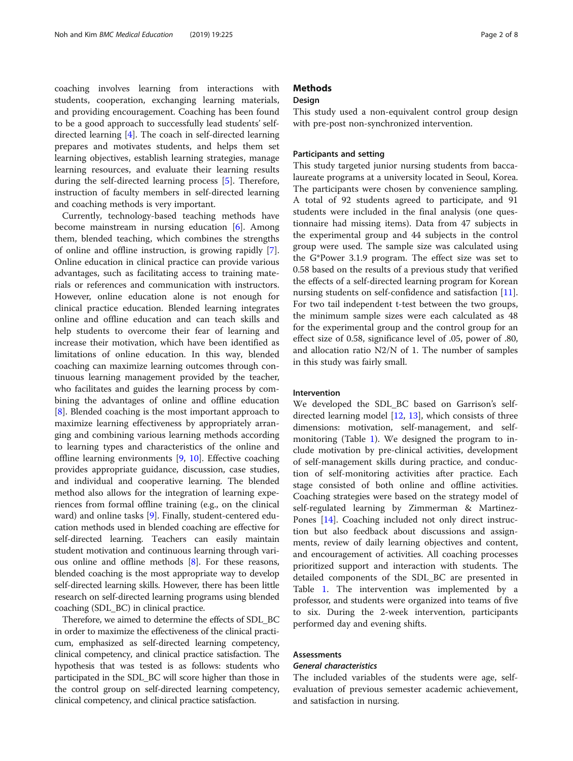coaching involves learning from interactions with students, cooperation, exchanging learning materials, and providing encouragement. Coaching has been found to be a good approach to successfully lead students' self-directed learning [4]. The coach in self-directed learning prepares and motivates students, and helps them set learning objectives, establish learning strategies, manage learning resources, and evaluate their learning results during the self-directed learning process [5]. Therefore, instruction of faculty members in self-directed learning and coaching methods is very important.

Currently, technology-based teaching methods have become mainstream in nursing education [6]. Among them, blended teaching, which combines the strengths of online and offline instruction, is growing rapidly [7]. Online education in clinical practice can provide various advantages, such as facilitating access to training materials or references and communication with instructors. However, online education alone is not enough for clinical practice education. Blended learning integrates online and offline education and can teach skills and help students to overcome their fear of learning and increase their motivation, which have been identified as limitations of online education. In this way, blended coaching can maximize learning outcomes through continuous learning management provided by the teacher, who facilitates and guides the learning process by combining the advantages of online and offline education [8]. Blended coaching is the most important approach to maximize learning effectiveness by appropriately arranging and combining various learning methods according to learning types and characteristics of the online and offline learning environments [9, 10]. Effective coaching provides appropriate guidance, discussion, case studies, and individual and cooperative learning. The blended method also allows for the integration of learning experiences from formal offline training (e.g., on the clinical ward) and online tasks [9]. Finally, student-centered education methods used in blended coaching are effective for self-directed learning. Teachers can easily maintain student motivation and continuous learning through various online and offline methods [8]. For these reasons, blended coaching is the most appropriate way to develop self-directed learning skills. However, there has been little research on self-directed learning programs using blended coaching (SDL_BC) in clinical practice.

Therefore, we aimed to determine the effects of SDL_BC in order to maximize the effectiveness of the clinical practicum, emphasized as self-directed learning competency, clinical competency, and clinical practice satisfaction. The hypothesis that was tested is as follows: students who participated in the SDL_BC will score higher than those in the control group on self-directed learning competency, clinical competency, and clinical practice satisfaction.

## Methods

### Design

This study used a non-equivalent control group design with pre-post non-synchronized intervention.

### Participants and setting

This study targeted junior nursing students from baccalaureate programs at a university located in Seoul, Korea. The participants were chosen by convenience sampling. A total of 92 students agreed to participate, and 91 students were included in the final analysis (one questionnaire had missing items). Data from 47 subjects in the experimental group and 44 subjects in the control group were used. The sample size was calculated using the G*Power 3.1.9 program. The effect size was set to 0.58 based on the results of a previous study that verified the effects of a self-directed learning program for Korean nursing students on self-confidence and satisfaction [11]. For two tail independent t-test between the two groups, the minimum sample sizes were each calculated as 48 for the experimental group and the control group for an effect size of 0.58, significance level of .05, power of .80, and allocation ratio N2/N of 1. The number of samples in this study was fairly small.

### Intervention

We developed the SDL_BC based on Garrison's self-directed learning model [12, 13], which consists of three dimensions: motivation, self-management, and self-monitoring (Table 1). We designed the program to include motivation by pre-clinical activities, development of self-management skills during practice, and conduction of self-monitoring activities after practice. Each stage consisted of both online and offline activities. Coaching strategies were based on the strategy model of self-regulated learning by Zimmerman & Martinez-Pones [14]. Coaching included not only direct instruction but also feedback about discussions and assignments, review of daily learning objectives and content, and encouragement of activities. All coaching processes prioritized support and interaction with students. The detailed components of the SDL_BC are presented in Table 1. The intervention was implemented by a professor, and students were organized into teams of five to six. During the 2-week intervention, participants performed day and evening shifts.

### Assessments

#### *General characteristics*

The included variables of the students were age, self-evaluation of previous semester academic achievement, and satisfaction in nursing.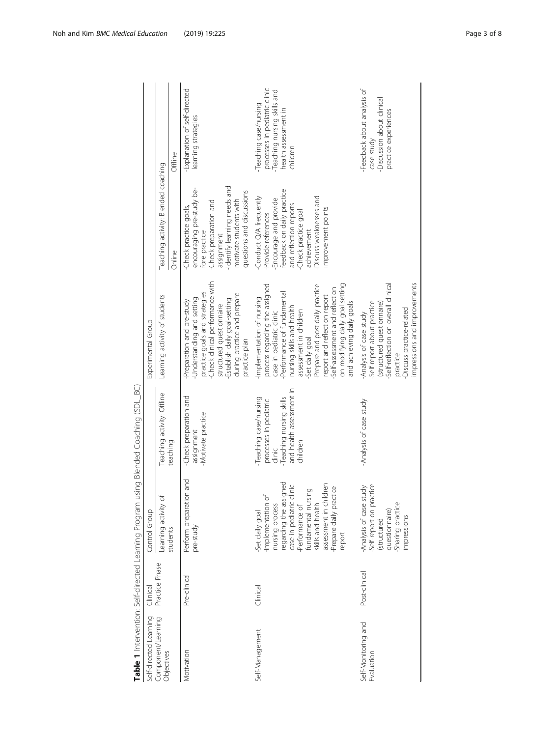**Table 1** Intervention: Self-directed Learning Program using Blended Coaching (SDL_BC)

| Self-directed Learning Component/Learning Objectives | Clinical Practice Phase | Control Group | | Experimental Group | | |
|---|---|---|---|---|---|---|
| | | Learning activity of students | Teaching activity: Offline teaching | Learning activity of students | Teaching activity: Blended coaching | |
| | | | | | Online | Offline |
| Motivation | Pre-clinical | Perform preparation and pre-study | -Check preparation and assignment<br>-Motivate practice | -Preparation and pre-study<br>-Understanding and setting practice goals and strategies<br>-Check clinical performance with structured questionnaire<br>-Establish daily goal-setting during practice and prepare practice plan | -Check practice goals, encouraging pre-study before practice<br>-Check preparation and assignment<br>-Identify learning needs and motivate students with questions and discussions | -Explanation of self-directed learning strategies |
| Self-Management | Clinical | -Set daily goal<br>-Implementation of nursing process regarding the assigned case in pediatric clinic<br>-Performance of fundamental nursing skills and health assessment in children<br>-Prepare daily practice report | -Teaching case/nursing processes in pediatric clinic<br>-Teaching nursing skills and health assessment in children | -Implementation of nursing process regarding the assigned case in pediatric clinic<br>-Performance of fundamental nursing skills and health assessment in children<br>-Set daily goal<br>-Prepare and post daily practice report and reflection report<br>-Self-assessment and reflection on modifying daily goal setting and achieving daily goals | -Conduct Q/A frequently<br>-Provide references<br>-Encourage and provide feedback on daily practice and reflection reports<br>-Check practice goal achievement<br>-Discuss weaknesses and improvement points | -Teaching case/nursing processes in pediatric clinic<br>-Teaching nursing skills and health assessment in children |
| Self-Monitoring and Evaluation | Post-clinical | -Analysis of case study<br>-Self-report on practice (structured questionnaire)<br>-Sharing practice impressions | -Analysis of case study | -Analysis of case study<br>-Self-report about practice (structured questionnaire)<br>-Self-reflection on overall clinical practice<br>-Discuss practice-related impressions and improvements | | -Feedback about analysis of case study<br>-Discussion about clinical practice experiences |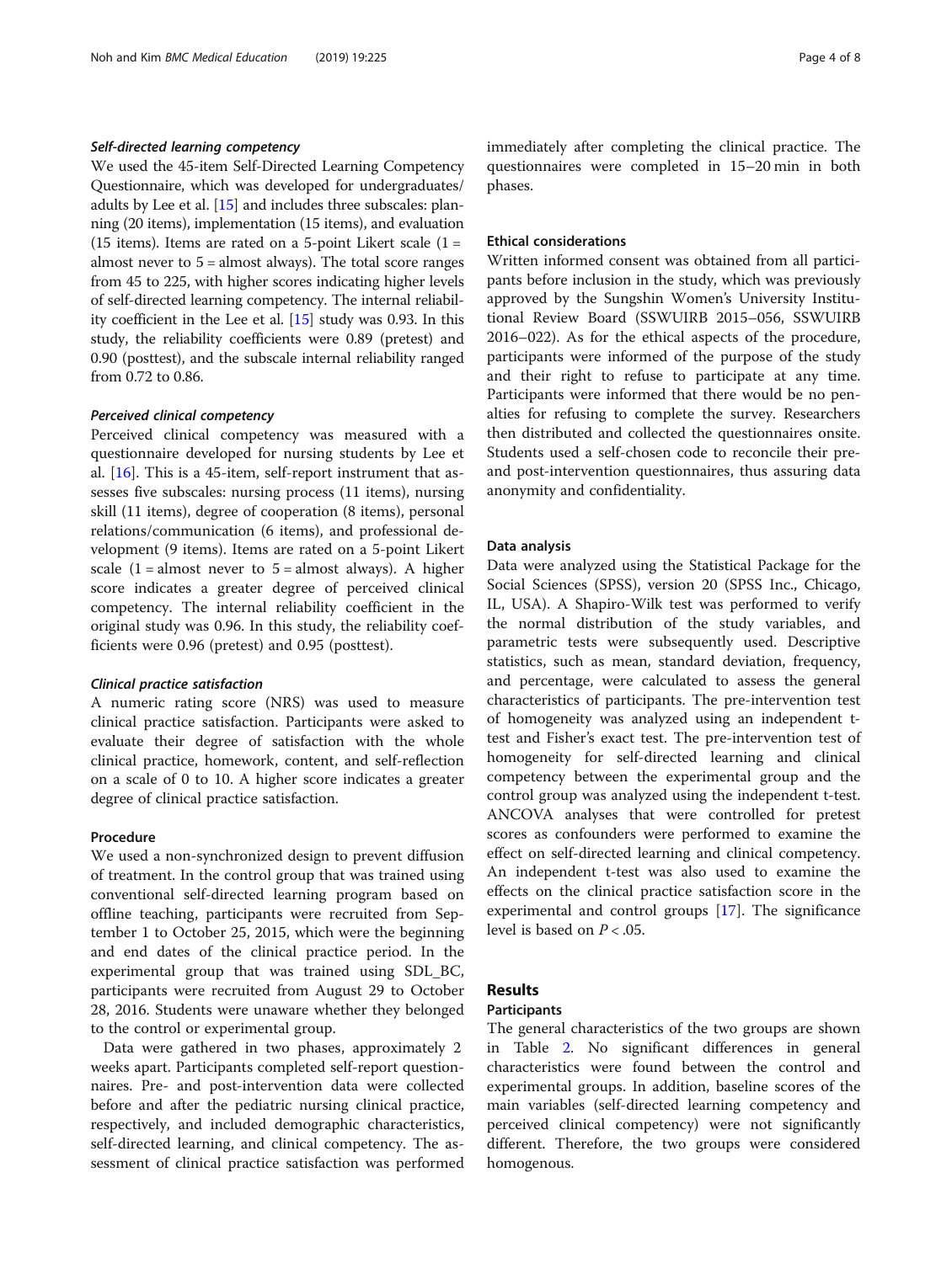#### *Self-directed learning competency*

We used the 45-item Self-Directed Learning Competency Questionnaire, which was developed for undergraduates/adults by Lee et al. [15] and includes three subscales: planning (20 items), implementation (15 items), and evaluation (15 items). Items are rated on a 5-point Likert scale (1 = almost never to 5 = almost always). The total score ranges from 45 to 225, with higher scores indicating higher levels of self-directed learning competency. The internal reliability coefficient in the Lee et al. [15] study was 0.93. In this study, the reliability coefficients were 0.89 (pretest) and 0.90 (posttest), and the subscale internal reliability ranged from 0.72 to 0.86.

#### *Perceived clinical competency*

Perceived clinical competency was measured with a questionnaire developed for nursing students by Lee et al. [16]. This is a 45-item, self-report instrument that assesses five subscales: nursing process (11 items), nursing skill (11 items), degree of cooperation (8 items), personal relations/communication (6 items), and professional development (9 items). Items are rated on a 5-point Likert scale (1 = almost never to 5 = almost always). A higher score indicates a greater degree of perceived clinical competency. The internal reliability coefficient in the original study was 0.96. In this study, the reliability coefficients were 0.96 (pretest) and 0.95 (posttest).

#### *Clinical practice satisfaction*

A numeric rating score (NRS) was used to measure clinical practice satisfaction. Participants were asked to evaluate their degree of satisfaction with the whole clinical practice, homework, content, and self-reflection on a scale of 0 to 10. A higher score indicates a greater degree of clinical practice satisfaction.

### Procedure

We used a non-synchronized design to prevent diffusion of treatment. In the control group that was trained using conventional self-directed learning program based on offline teaching, participants were recruited from September 1 to October 25, 2015, which were the beginning and end dates of the clinical practice period. In the experimental group that was trained using SDL_BC, participants were recruited from August 29 to October 28, 2016. Students were unaware whether they belonged to the control or experimental group.

Data were gathered in two phases, approximately 2 weeks apart. Participants completed self-report questionnaires. Pre- and post-intervention data were collected before and after the pediatric nursing clinical practice, respectively, and included demographic characteristics, self-directed learning, and clinical competency. The assessment of clinical practice satisfaction was performed immediately after completing the clinical practice. The questionnaires were completed in 15–20 min in both phases.

### Ethical considerations

Written informed consent was obtained from all participants before inclusion in the study, which was previously approved by the Sungshin Women's University Institutional Review Board (SSWUIRB 2015–056, SSWUIRB 2016–022). As for the ethical aspects of the procedure, participants were informed of the purpose of the study and their right to refuse to participate at any time. Participants were informed that there would be no penalties for refusing to complete the survey. Researchers then distributed and collected the questionnaires onsite. Students used a self-chosen code to reconcile their pre- and post-intervention questionnaires, thus assuring data anonymity and confidentiality.

### Data analysis

Data were analyzed using the Statistical Package for the Social Sciences (SPSS), version 20 (SPSS Inc., Chicago, IL, USA). A Shapiro-Wilk test was performed to verify the normal distribution of the study variables, and parametric tests were subsequently used. Descriptive statistics, such as mean, standard deviation, frequency, and percentage, were calculated to assess the general characteristics of participants. The pre-intervention test of homogeneity was analyzed using an independent t-test and Fisher's exact test. The pre-intervention test of homogeneity for self-directed learning and clinical competency between the experimental group and the control group was analyzed using the independent t-test. ANCOVA analyses that were controlled for pretest scores as confounders were performed to examine the effect on self-directed learning and clinical competency. An independent t-test was also used to examine the effects on the clinical practice satisfaction score in the experimental and control groups [17]. The significance level is based on $P < .05$.

## Results

### Participants

The general characteristics of the two groups are shown in Table 2. No significant differences in general characteristics were found between the control and experimental groups. In addition, baseline scores of the main variables (self-directed learning competency and perceived clinical competency) were not significantly different. Therefore, the two groups were considered homogenous.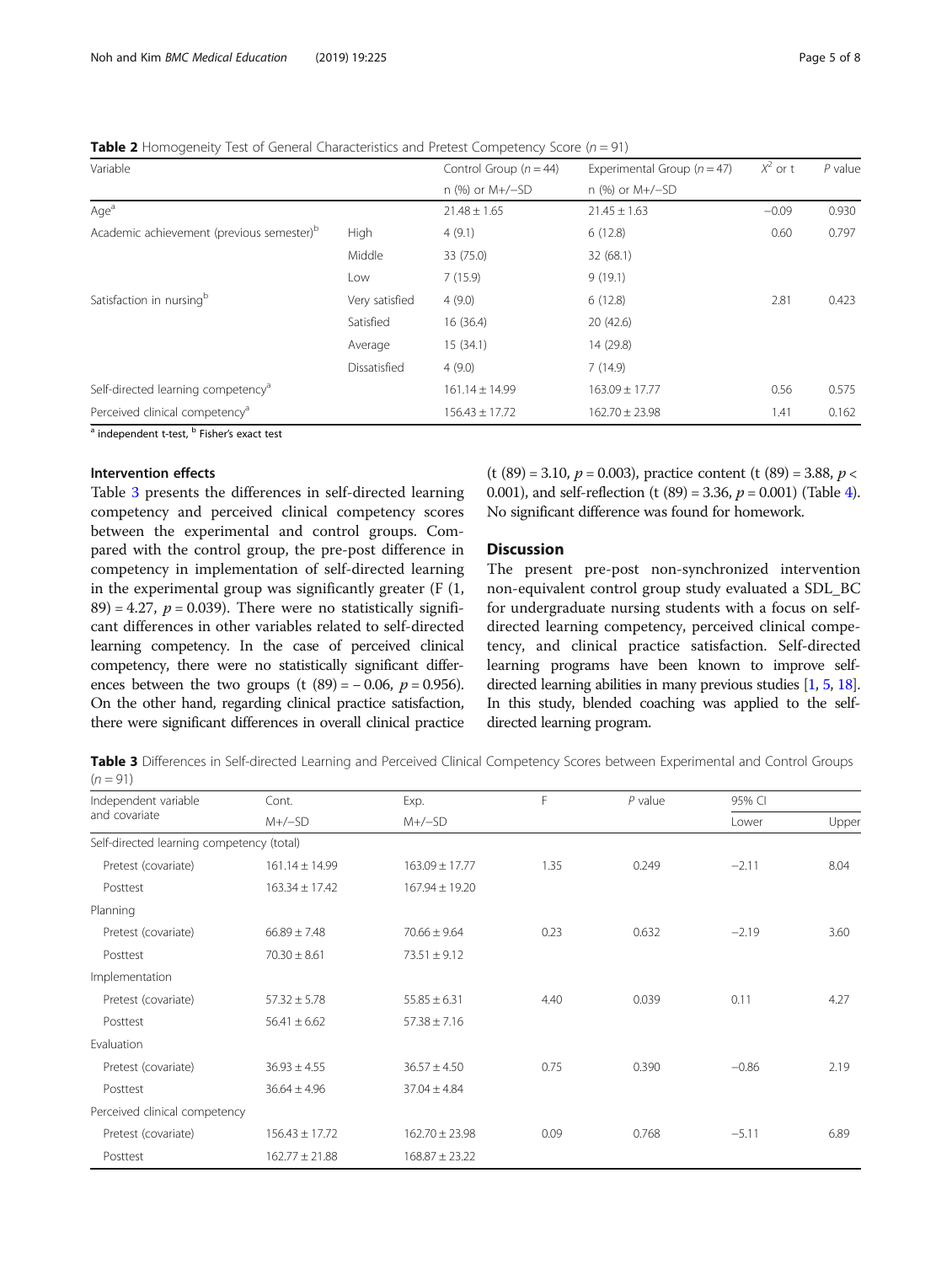**Table 2** Homogeneity Test of General Characteristics and Pretest Competency Score ($n$ = 91)

| Variable | | Control Group ($n$ = 44) | Experimental Group ($n$ = 47) | $X^2$ or t | $P$ value |
|---|---|---|---|---|---|
| | | n (%) or M+/−SD | n (%) or M+/−SD | | |
| Age[a] | | 21.48 ± 1.65 | 21.45 ± 1.63 | −0.09 | 0.930 |
| Academic achievement (previous semester)[b] | High | 4 (9.1) | 6 (12.8) | 0.60 | 0.797 |
| | Middle | 33 (75.0) | 32 (68.1) | | |
| | Low | 7 (15.9) | 9 (19.1) | | |
| Satisfaction in nursing[b] | Very satisfied | 4 (9.0) | 6 (12.8) | 2.81 | 0.423 |
| | Satisfied | 16 (36.4) | 20 (42.6) | | |
| | Average | 15 (34.1) | 14 (29.8) | | |
| | Dissatisfied | 4 (9.0) | 7 (14.9) | | |
| Self-directed learning competency[a] | | 161.14 ± 14.99 | 163.09 ± 17.77 | 0.56 | 0.575 |
| Perceived clinical competency[a] | | 156.43 ± 17.72 | 162.70 ± 23.98 | 1.41 | 0.162 |

[a] independent t-test, [b] Fisher's exact test

### Intervention effects

Table 3 presents the differences in self-directed learning competency and perceived clinical competency scores between the experimental and control groups. Compared with the control group, the pre-post difference in competency in implementation of self-directed learning in the experimental group was significantly greater (F (1, 89) = 4.27, $p$ = 0.039). There were no statistically significant differences in other variables related to self-directed learning competency. In the case of perceived clinical competency, there were no statistically significant differences between the two groups (t (89) = − 0.06, $p$ = 0.956). On the other hand, regarding clinical practice satisfaction, there were significant differences in overall clinical practice (t (89) = 3.10, $p$ = 0.003), practice content (t (89) = 3.88, $p <$ 0.001), and self-reflection (t (89) = 3.36, $p$ = 0.001) (Table 4). No significant difference was found for homework.

## Discussion

The present pre-post non-synchronized intervention non-equivalent control group study evaluated a SDL_BC for undergraduate nursing students with a focus on self-directed learning competency, perceived clinical competency, and clinical practice satisfaction. Self-directed learning programs have been known to improve self-directed learning abilities in many previous studies [1, 5, 18]. In this study, blended coaching was applied to the self-directed learning program.

**Table 3** Differences in Self-directed Learning and Perceived Clinical Competency Scores between Experimental and Control Groups ($n$ = 91)

| Independent variable and covariate | Cont. | Exp. | F | $P$ value | 95% CI | |
|---|---|---|---|---|---|---|
| | M+/−SD | M+/−SD | | | Lower | Upper |
| Self-directed learning competency (total) | | | | | | |
| Pretest (covariate) | 161.14 ± 14.99 | 163.09 ± 17.77 | 1.35 | 0.249 | −2.11 | 8.04 |
| Posttest | 163.34 ± 17.42 | 167.94 ± 19.20 | | | | |
| Planning | | | | | | |
| Pretest (covariate) | 66.89 ± 7.48 | 70.66 ± 9.64 | 0.23 | 0.632 | −2.19 | 3.60 |
| Posttest | 70.30 ± 8.61 | 73.51 ± 9.12 | | | | |
| Implementation | | | | | | |
| Pretest (covariate) | 57.32 ± 5.78 | 55.85 ± 6.31 | 4.40 | 0.039 | 0.11 | 4.27 |
| Posttest | 56.41 ± 6.62 | 57.38 ± 7.16 | | | | |
| Evaluation | | | | | | |
| Pretest (covariate) | 36.93 ± 4.55 | 36.57 ± 4.50 | 0.75 | 0.390 | −0.86 | 2.19 |
| Posttest | 36.64 ± 4.96 | 37.04 ± 4.84 | | | | |
| Perceived clinical competency | | | | | | |
| Pretest (covariate) | 156.43 ± 17.72 | 162.70 ± 23.98 | 0.09 | 0.768 | −5.11 | 6.89 |
| Posttest | 162.77 ± 21.88 | 168.87 ± 23.22 | | | | |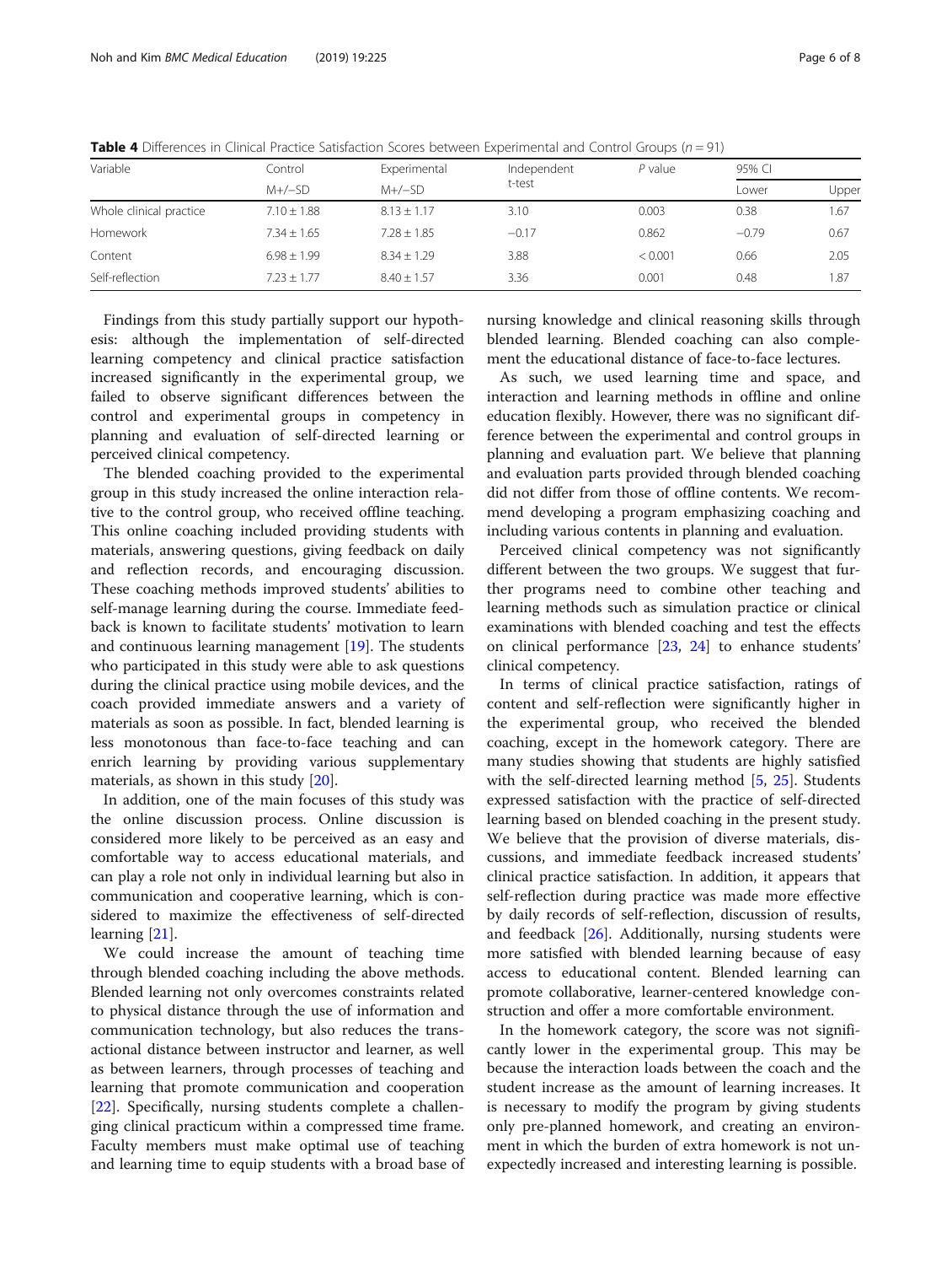**Table 4** Differences in Clinical Practice Satisfaction Scores between Experimental and Control Groups ($n = 91$)

| Variable | Control | Experimental | Independent t-test | *P* value | 95% CI | |
|---|---|---|---|---|---|---|
| | M+/−SD | M+/−SD | | | Lower | Upper |
| Whole clinical practice | 7.10 ± 1.88 | 8.13 ± 1.17 | 3.10 | 0.003 | 0.38 | 1.67 |
| Homework | 7.34 ± 1.65 | 7.28 ± 1.85 | −0.17 | 0.862 | −0.79 | 0.67 |
| Content | 6.98 ± 1.99 | 8.34 ± 1.29 | 3.88 | < 0.001 | 0.66 | 2.05 |
| Self-reflection | 7.23 ± 1.77 | 8.40 ± 1.57 | 3.36 | 0.001 | 0.48 | 1.87 |

Findings from this study partially support our hypothesis: although the implementation of self-directed learning competency and clinical practice satisfaction increased significantly in the experimental group, we failed to observe significant differences between the control and experimental groups in competency in planning and evaluation of self-directed learning or perceived clinical competency.

The blended coaching provided to the experimental group in this study increased the online interaction relative to the control group, who received offline teaching. This online coaching included providing students with materials, answering questions, giving feedback on daily and reflection records, and encouraging discussion. These coaching methods improved students' abilities to self-manage learning during the course. Immediate feedback is known to facilitate students' motivation to learn and continuous learning management [19]. The students who participated in this study were able to ask questions during the clinical practice using mobile devices, and the coach provided immediate answers and a variety of materials as soon as possible. In fact, blended learning is less monotonous than face-to-face teaching and can enrich learning by providing various supplementary materials, as shown in this study [20].

In addition, one of the main focuses of this study was the online discussion process. Online discussion is considered more likely to be perceived as an easy and comfortable way to access educational materials, and can play a role not only in individual learning but also in communication and cooperative learning, which is considered to maximize the effectiveness of self-directed learning [21].

We could increase the amount of teaching time through blended coaching including the above methods. Blended learning not only overcomes constraints related to physical distance through the use of information and communication technology, but also reduces the transactional distance between instructor and learner, as well as between learners, through processes of teaching and learning that promote communication and cooperation [22]. Specifically, nursing students complete a challenging clinical practicum within a compressed time frame. Faculty members must make optimal use of teaching and learning time to equip students with a broad base of nursing knowledge and clinical reasoning skills through blended learning. Blended coaching can also complement the educational distance of face-to-face lectures.

As such, we used learning time and space, and interaction and learning methods in offline and online education flexibly. However, there was no significant difference between the experimental and control groups in planning and evaluation part. We believe that planning and evaluation parts provided through blended coaching did not differ from those of offline contents. We recommend developing a program emphasizing coaching and including various contents in planning and evaluation.

Perceived clinical competency was not significantly different between the two groups. We suggest that further programs need to combine other teaching and learning methods such as simulation practice or clinical examinations with blended coaching and test the effects on clinical performance [23, 24] to enhance students' clinical competency.

In terms of clinical practice satisfaction, ratings of content and self-reflection were significantly higher in the experimental group, who received the blended coaching, except in the homework category. There are many studies showing that students are highly satisfied with the self-directed learning method [5, 25]. Students expressed satisfaction with the practice of self-directed learning based on blended coaching in the present study. We believe that the provision of diverse materials, discussions, and immediate feedback increased students' clinical practice satisfaction. In addition, it appears that self-reflection during practice was made more effective by daily records of self-reflection, discussion of results, and feedback [26]. Additionally, nursing students were more satisfied with blended learning because of easy access to educational content. Blended learning can promote collaborative, learner-centered knowledge construction and offer a more comfortable environment.

In the homework category, the score was not significantly lower in the experimental group. This may be because the interaction loads between the coach and the student increase as the amount of learning increases. It is necessary to modify the program by giving students only pre-planned homework, and creating an environment in which the burden of extra homework is not unexpectedly increased and interesting learning is possible.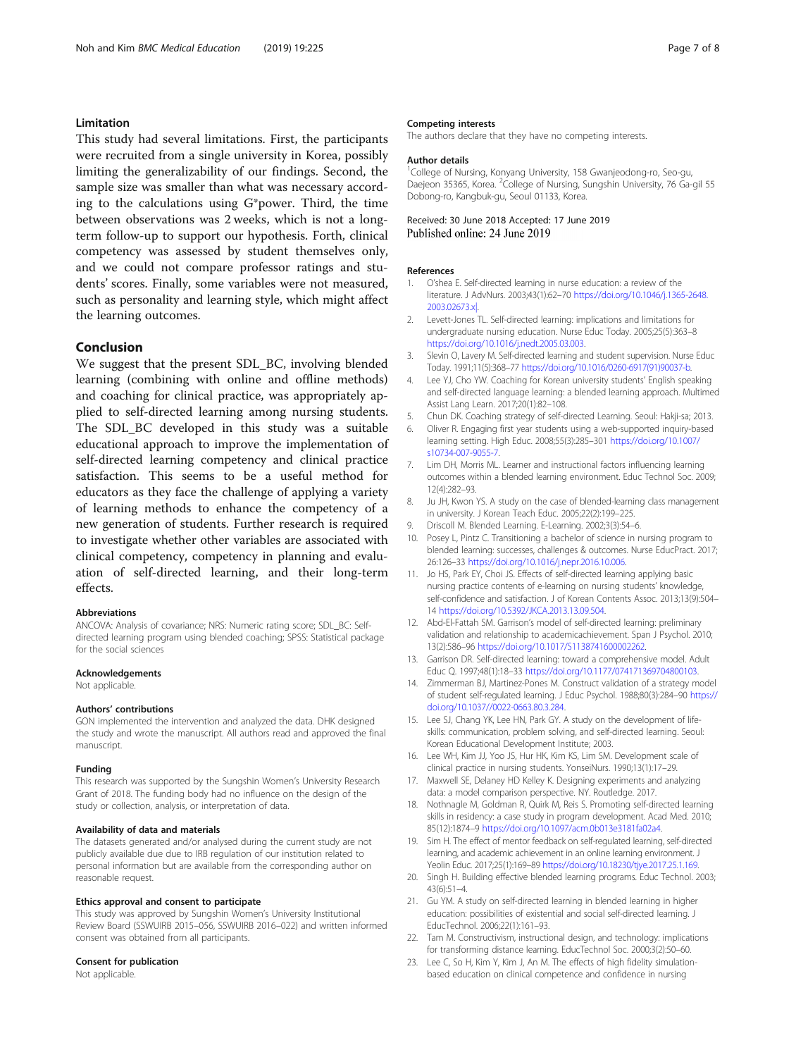## Limitation

This study had several limitations. First, the participants were recruited from a single university in Korea, possibly limiting the generalizability of our findings. Second, the sample size was smaller than what was necessary according to the calculations using G*power. Third, the time between observations was 2 weeks, which is not a long-term follow-up to support our hypothesis. Forth, clinical competency was assessed by student themselves only, and we could not compare professor ratings and students' scores. Finally, some variables were not measured, such as personality and learning style, which might affect the learning outcomes.

## Conclusion

We suggest that the present SDL_BC, involving blended learning (combining with online and offline methods) and coaching for clinical practice, was appropriately applied to self-directed learning among nursing students. The SDL_BC developed in this study was a suitable educational approach to improve the implementation of self-directed learning competency and clinical practice satisfaction. This seems to be a useful method for educators as they face the challenge of applying a variety of learning methods to enhance the competency of a new generation of students. Further research is required to investigate whether other variables are associated with clinical competency, competency in planning and evaluation of self-directed learning, and their long-term effects.

#### Abbreviations

ANCOVA: Analysis of covariance; NRS: Numeric rating score; SDL_BC: Self-directed learning program using blended coaching; SPSS: Statistical package for the social sciences

#### Acknowledgements

Not applicable.

#### Authors' contributions

GON implemented the intervention and analyzed the data. DHK designed the study and wrote the manuscript. All authors read and approved the final manuscript.

#### Funding

This research was supported by the Sungshin Women's University Research Grant of 2018. The funding body had no influence on the design of the study or collection, analysis, or interpretation of data.

#### Availability of data and materials

The datasets generated and/or analysed during the current study are not publicly available due due to IRB regulation of our institution related to personal information but are available from the corresponding author on reasonable request.

#### Ethics approval and consent to participate

This study was approved by Sungshin Women's University Institutional Review Board (SSWUIRB 2015–056, SSWUIRB 2016–022) and written informed consent was obtained from all participants.

#### Consent for publication

Not applicable.

#### Competing interests

The authors declare that they have no competing interests.

#### Author details

[1]College of Nursing, Konyang University, 158 Gwanjeodong-ro, Seo-gu, Daejeon 35365, Korea. [2]College of Nursing, Sungshin University, 76 Ga-gil 55 Dobong-ro, Kangbuk-gu, Seoul 01133, Korea.

Received: 30 June 2018 Accepted: 17 June 2019
Published online: 24 June 2019

#### References

1. O'shea E. Self-directed learning in nurse education: a review of the literature. J AdvNurs. 2003;43(1):62–70 https://doi.org/10.1046/j.1365-2648.2003.02673.x|.
2. Levett-Jones TL. Self-directed learning: implications and limitations for undergraduate nursing education. Nurse Educ Today. 2005;25(5):363–8 https://doi.org/10.1016/j.nedt.2005.03.003.
3. Slevin O, Lavery M. Self-directed learning and student supervision. Nurse Educ Today. 1991;11(5):368–77 https://doi.org/10.1016/0260-6917(91)90037-b.
4. Lee YJ, Cho YW. Coaching for Korean university students' English speaking and self-directed language learning: a blended learning approach. Multimed Assist Lang Learn. 2017;20(1):82–108.
5. Chun DK. Coaching strategy of self-directed Learning. Seoul: Hakji-sa; 2013.
6. Oliver R. Engaging first year students using a web-supported inquiry-based learning setting. High Educ. 2008;55(3):285–301 https://doi.org/10.1007/s10734-007-9055-7.
7. Lim DH, Morris ML. Learner and instructional factors influencing learning outcomes within a blended learning environment. Educ Technol Soc. 2009;12(4):282–93.
8. Ju JH, Kwon YS. A study on the case of blended-learning class management in university. J Korean Teach Educ. 2005;22(2):199–225.
9. Driscoll M. Blended Learning. E-Learning. 2002;3(3):54–6.
10. Posey L, Pintz C. Transitioning a bachelor of science in nursing program to blended learning: successes, challenges & outcomes. Nurse EducPract. 2017;26:126–33 https://doi.org/10.1016/j.nepr.2016.10.006.
11. Jo HS, Park EY, Choi JS. Effects of self-directed learning applying basic nursing practice contents of e-learning on nursing students' knowledge, self-confidence and satisfaction. J of Korean Contents Assoc. 2013;13(9):504–14 https://doi.org/10.5392/JKCA.2013.13.09.504.
12. Abd-El-Fattah SM. Garrison's model of self-directed learning: preliminary validation and relationship to academicachievement. Span J Psychol. 2010;13(2):586–96 https://doi.org/10.1017/S1138741600002262.
13. Garrison DR. Self-directed learning: toward a comprehensive model. Adult Educ Q. 1997;48(1):18–33 https://doi.org/10.1177/074171369704800103.
14. Zimmerman BJ, Martinez-Pones M. Construct validation of a strategy model of student self-regulated learning. J Educ Psychol. 1988;80(3):284–90 https://doi.org/10.1037//0022-0663.80.3.284.
15. Lee SJ, Chang YK, Lee HN, Park GY. A study on the development of life-skills: communication, problem solving, and self-directed learning. Seoul: Korean Educational Development Institute; 2003.
16. Lee WH, Kim JJ, Yoo JS, Hur HK, Kim KS, Lim SM. Development scale of clinical practice in nursing students. YonseiNurs. 1990;13(1):17–29.
17. Maxwell SE, Delaney HD Kelley K. Designing experiments and analyzing data: a model comparison perspective. NY. Routledge. 2017.
18. Nothnagle M, Goldman R, Quirk M, Reis S. Promoting self-directed learning skills in residency: a case study in program development. Acad Med. 2010;85(12):1874–9 https://doi.org/10.1097/acm.0b013e3181fa02a4.
19. Sim H. The effect of mentor feedback on self-regulated learning, self-directed learning, and academic achievement in an online learning environment. J Yeolin Educ. 2017;25(1):169–89 https://doi.org/10.18230/tjye.2017.25.1.169.
20. Singh H. Building effective blended learning programs. Educ Technol. 2003;43(6):51–4.
21. Gu YM. A study on self-directed learning in blended learning in higher education: possibilities of existential and social self-directed learning. J EducTechnol. 2006;22(1):161–93.
22. Tam M. Constructivism, instructional design, and technology: implications for transforming distance learning. EducTechnol Soc. 2000;3(2):50–60.
23. Lee C, So H, Kim Y, Kim J, An M. The effects of high fidelity simulation-based education on clinical competence and confidence in nursing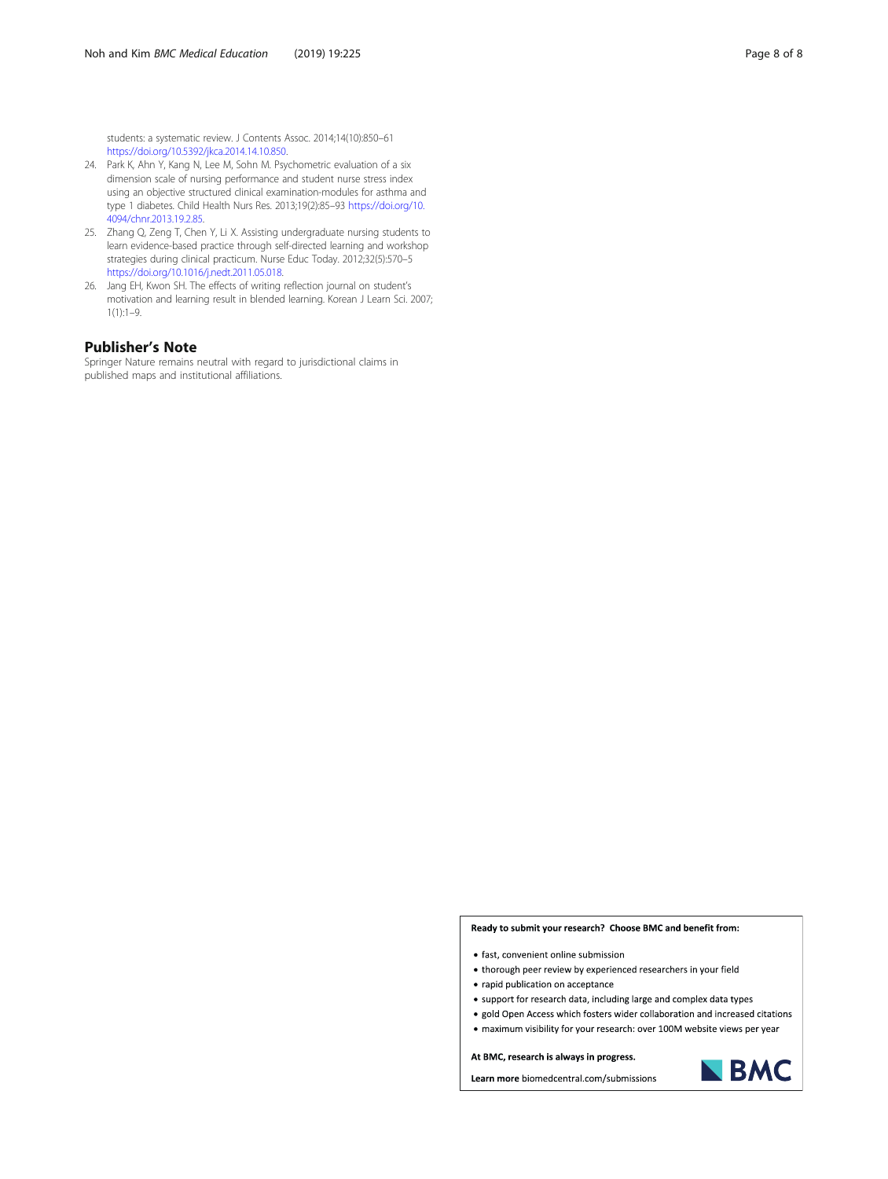students: a systematic review. J Contents Assoc. 2014;14(10):850–61 https://doi.org/10.5392/jkca.2014.14.10.850.

24. Park K, Ahn Y, Kang N, Lee M, Sohn M. Psychometric evaluation of a six dimension scale of nursing performance and student nurse stress index using an objective structured clinical examination-modules for asthma and type 1 diabetes. Child Health Nurs Res. 2013;19(2):85–93 https://doi.org/10.4094/chnr.2013.19.2.85.
25. Zhang Q, Zeng T, Chen Y, Li X. Assisting undergraduate nursing students to learn evidence-based practice through self-directed learning and workshop strategies during clinical practicum. Nurse Educ Today. 2012;32(5):570–5 https://doi.org/10.1016/j.nedt.2011.05.018.
26. Jang EH, Kwon SH. The effects of writing reflection journal on student's motivation and learning result in blended learning. Korean J Learn Sci. 2007;1(1):1–9.

## Publisher's Note

Springer Nature remains neutral with regard to jurisdictional claims in published maps and institutional affiliations.

**Ready to submit your research? Choose BMC and benefit from:**

- fast, convenient online submission
- thorough peer review by experienced researchers in your field
- rapid publication on acceptance
- support for research data, including large and complex data types
- gold Open Access which fosters wider collaboration and increased citations
- maximum visibility for your research: over 100M website views per year

**At BMC, research is always in progress.**

**Learn more** biomedcentral.com/submissions

BMC